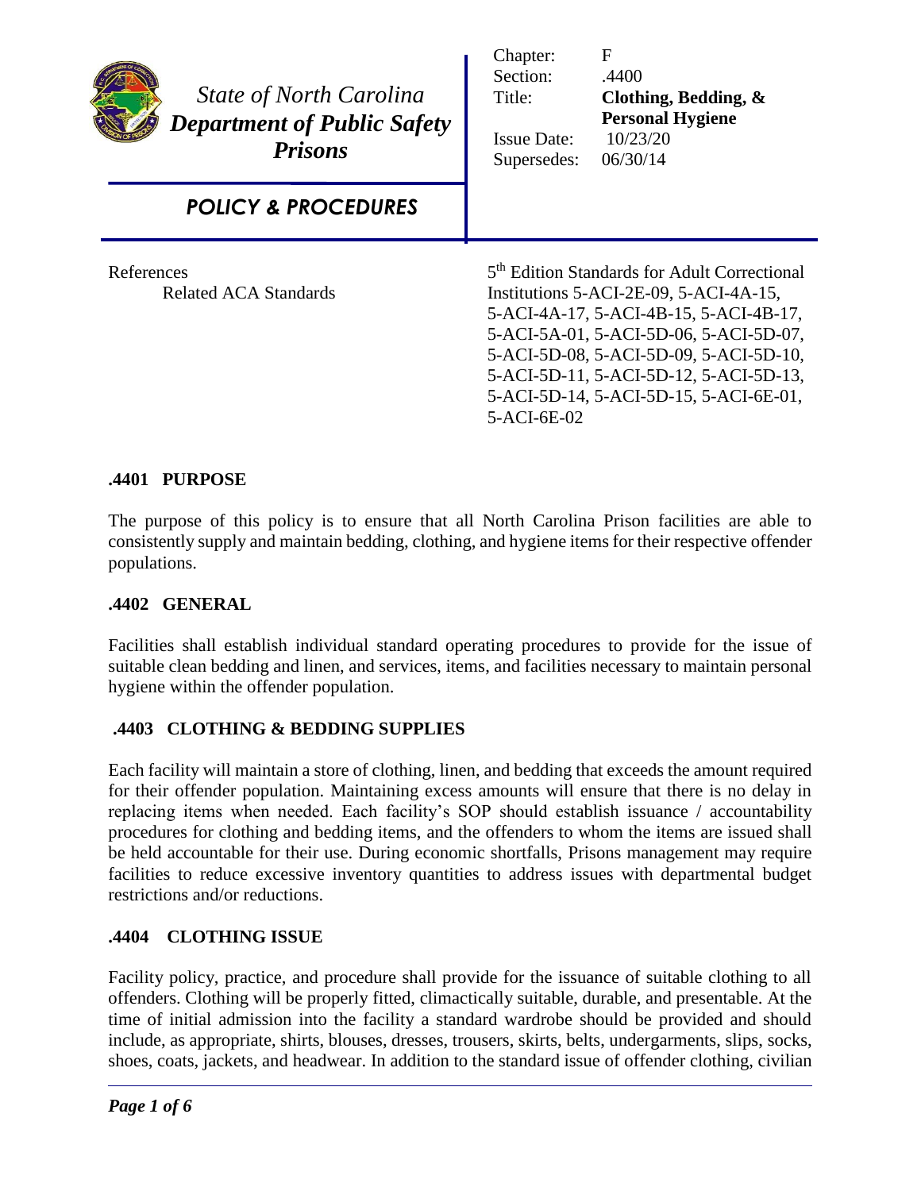*State of North Carolina*
***Department of Public Safety***
***Prisons***

*POLICY & PROCEDURES*

| | |
|---|---|
| Chapter: | F |
| Section: | .4400 |
| Title: | **Clothing, Bedding, & Personal Hygiene** |
| Issue Date: | 10/23/20 |
| Supersedes: | 06/30/14 |

References
Related ACA Standards

5[th] Edition Standards for Adult Correctional Institutions 5-ACI-2E-09, 5-ACI-4A-15, 5-ACI-4A-17, 5-ACI-4B-15, 5-ACI-4B-17, 5-ACI-5A-01, 5-ACI-5D-06, 5-ACI-5D-07, 5-ACI-5D-08, 5-ACI-5D-09, 5-ACI-5D-10, 5-ACI-5D-11, 5-ACI-5D-12, 5-ACI-5D-13, 5-ACI-5D-14, 5-ACI-5D-15, 5-ACI-6E-01, 5-ACI-6E-02

## .4401 PURPOSE

The purpose of this policy is to ensure that all North Carolina Prison facilities are able to consistently supply and maintain bedding, clothing, and hygiene items for their respective offender populations.

## .4402 GENERAL

Facilities shall establish individual standard operating procedures to provide for the issue of suitable clean bedding and linen, and services, items, and facilities necessary to maintain personal hygiene within the offender population.

## .4403 CLOTHING & BEDDING SUPPLIES

Each facility will maintain a store of clothing, linen, and bedding that exceeds the amount required for their offender population. Maintaining excess amounts will ensure that there is no delay in replacing items when needed. Each facility's SOP should establish issuance / accountability procedures for clothing and bedding items, and the offenders to whom the items are issued shall be held accountable for their use. During economic shortfalls, Prisons management may require facilities to reduce excessive inventory quantities to address issues with departmental budget restrictions and/or reductions.

## .4404 CLOTHING ISSUE

Facility policy, practice, and procedure shall provide for the issuance of suitable clothing to all offenders. Clothing will be properly fitted, climactically suitable, durable, and presentable. At the time of initial admission into the facility a standard wardrobe should be provided and should include, as appropriate, shirts, blouses, dresses, trousers, skirts, belts, undergarments, slips, socks, shoes, coats, jackets, and headwear. In addition to the standard issue of offender clothing, civilian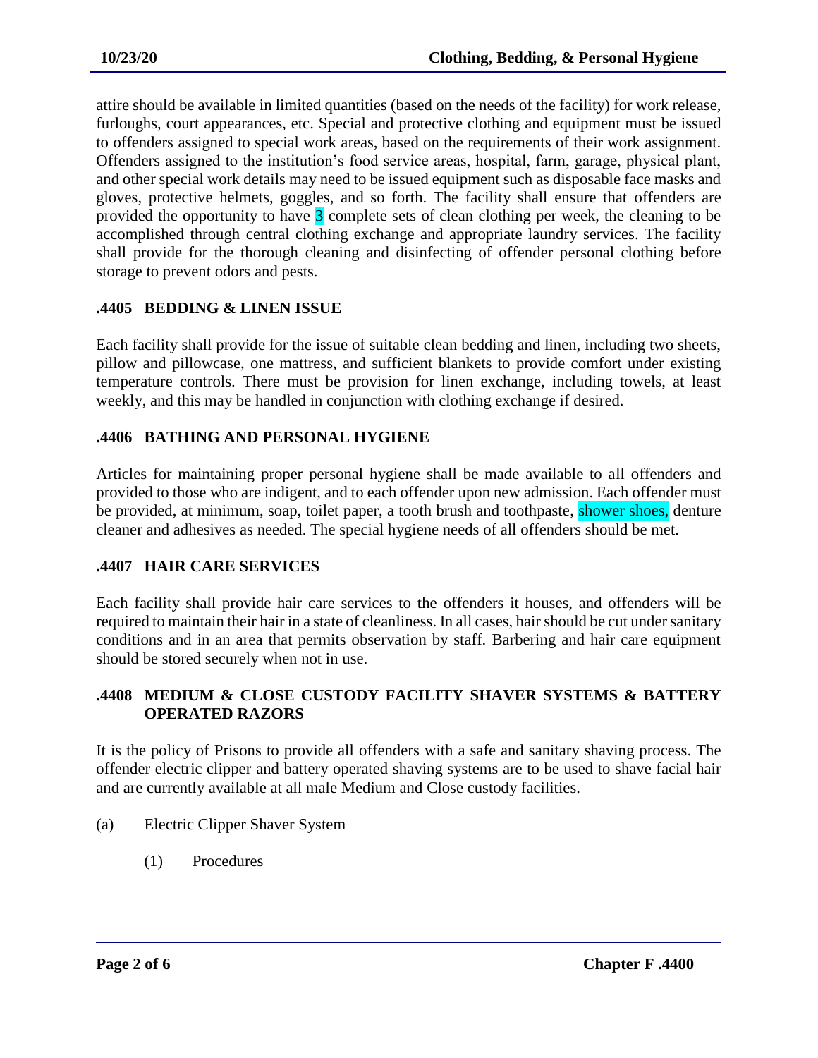attire should be available in limited quantities (based on the needs of the facility) for work release, furloughs, court appearances, etc. Special and protective clothing and equipment must be issued to offenders assigned to special work areas, based on the requirements of their work assignment. Offenders assigned to the institution's food service areas, hospital, farm, garage, physical plant, and other special work details may need to be issued equipment such as disposable face masks and gloves, protective helmets, goggles, and so forth. The facility shall ensure that offenders are provided the opportunity to have 3 complete sets of clean clothing per week, the cleaning to be accomplished through central clothing exchange and appropriate laundry services. The facility shall provide for the thorough cleaning and disinfecting of offender personal clothing before storage to prevent odors and pests.

### .4405 BEDDING & LINEN ISSUE

Each facility shall provide for the issue of suitable clean bedding and linen, including two sheets, pillow and pillowcase, one mattress, and sufficient blankets to provide comfort under existing temperature controls. There must be provision for linen exchange, including towels, at least weekly, and this may be handled in conjunction with clothing exchange if desired.

### .4406 BATHING AND PERSONAL HYGIENE

Articles for maintaining proper personal hygiene shall be made available to all offenders and provided to those who are indigent, and to each offender upon new admission. Each offender must be provided, at minimum, soap, toilet paper, a tooth brush and toothpaste, shower shoes, denture cleaner and adhesives as needed. The special hygiene needs of all offenders should be met.

### .4407 HAIR CARE SERVICES

Each facility shall provide hair care services to the offenders it houses, and offenders will be required to maintain their hair in a state of cleanliness. In all cases, hair should be cut under sanitary conditions and in an area that permits observation by staff. Barbering and hair care equipment should be stored securely when not in use.

### .4408 MEDIUM & CLOSE CUSTODY FACILITY SHAVER SYSTEMS & BATTERY OPERATED RAZORS

It is the policy of Prisons to provide all offenders with a safe and sanitary shaving process. The offender electric clipper and battery operated shaving systems are to be used to shave facial hair and are currently available at all male Medium and Close custody facilities.

(a) Electric Clipper Shaver System

(1) Procedures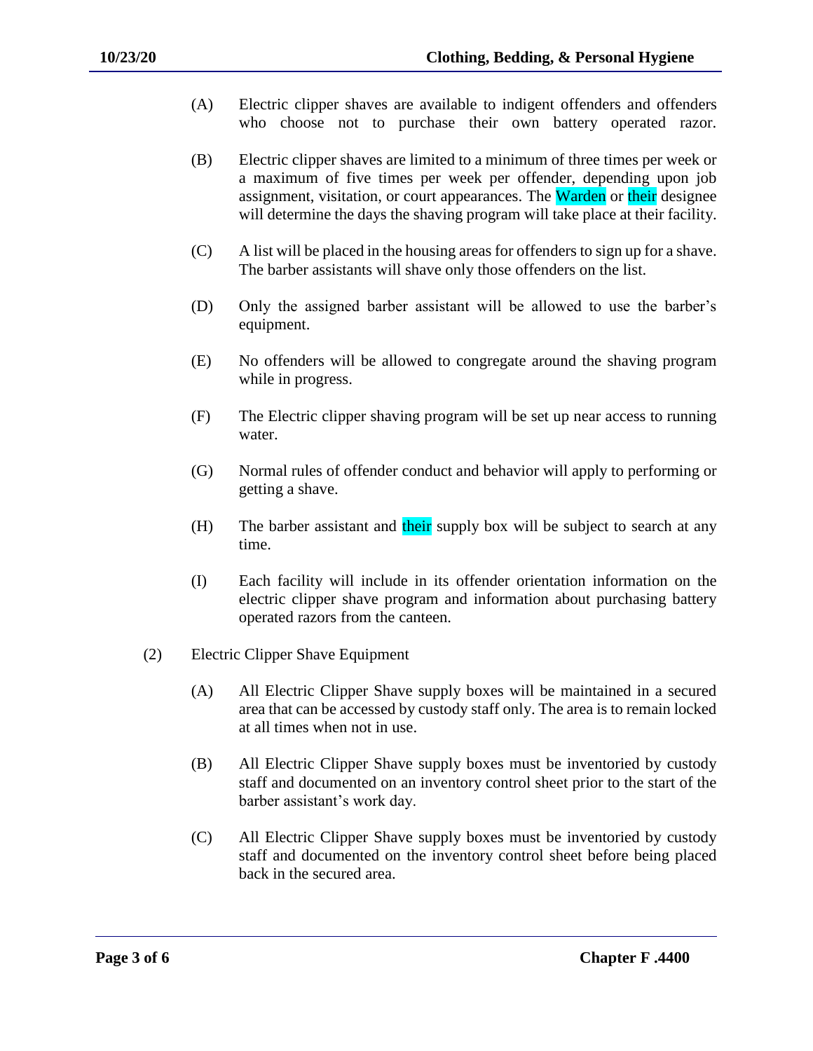(A) Electric clipper shaves are available to indigent offenders and offenders who choose not to purchase their own battery operated razor.

(B) Electric clipper shaves are limited to a minimum of three times per week or a maximum of five times per week per offender, depending upon job assignment, visitation, or court appearances. The Warden or their designee will determine the days the shaving program will take place at their facility.

(C) A list will be placed in the housing areas for offenders to sign up for a shave. The barber assistants will shave only those offenders on the list.

(D) Only the assigned barber assistant will be allowed to use the barber's equipment.

(E) No offenders will be allowed to congregate around the shaving program while in progress.

(F) The Electric clipper shaving program will be set up near access to running water.

(G) Normal rules of offender conduct and behavior will apply to performing or getting a shave.

(H) The barber assistant and their supply box will be subject to search at any time.

(I) Each facility will include in its offender orientation information on the electric clipper shave program and information about purchasing battery operated razors from the canteen.

(2) Electric Clipper Shave Equipment

(A) All Electric Clipper Shave supply boxes will be maintained in a secured area that can be accessed by custody staff only. The area is to remain locked at all times when not in use.

(B) All Electric Clipper Shave supply boxes must be inventoried by custody staff and documented on an inventory control sheet prior to the start of the barber assistant's work day.

(C) All Electric Clipper Shave supply boxes must be inventoried by custody staff and documented on the inventory control sheet before being placed back in the secured area.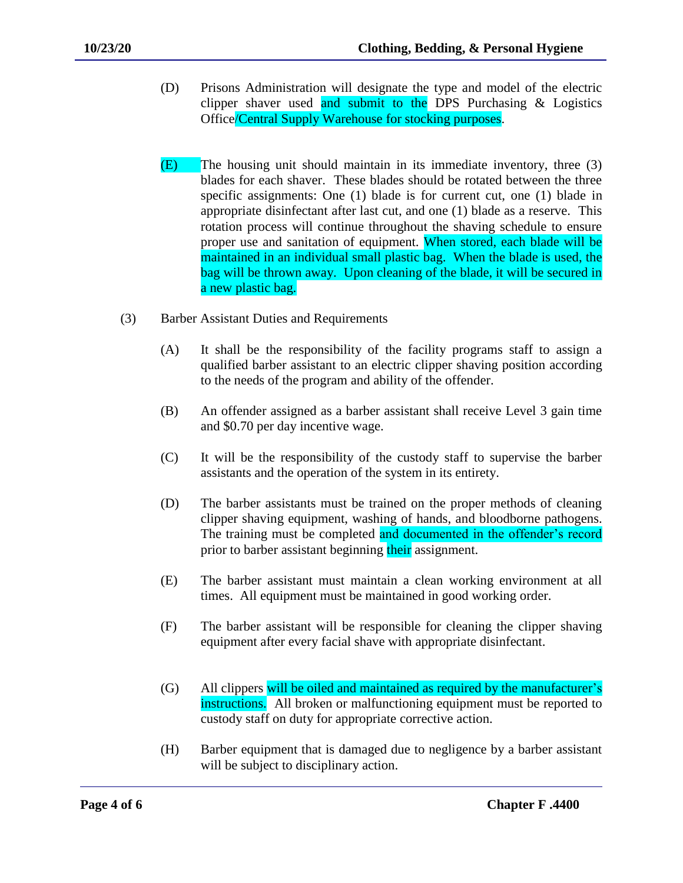(D) Prisons Administration will designate the type and model of the electric clipper shaver used and submit to the DPS Purchasing & Logistics Office/Central Supply Warehouse for stocking purposes.

(E) The housing unit should maintain in its immediate inventory, three (3) blades for each shaver. These blades should be rotated between the three specific assignments: One (1) blade is for current cut, one (1) blade in appropriate disinfectant after last cut, and one (1) blade as a reserve. This rotation process will continue throughout the shaving schedule to ensure proper use and sanitation of equipment. When stored, each blade will be maintained in an individual small plastic bag. When the blade is used, the bag will be thrown away. Upon cleaning of the blade, it will be secured in a new plastic bag.

(3) Barber Assistant Duties and Requirements

(A) It shall be the responsibility of the facility programs staff to assign a qualified barber assistant to an electric clipper shaving position according to the needs of the program and ability of the offender.

(B) An offender assigned as a barber assistant shall receive Level 3 gain time and $0.70 per day incentive wage.

(C) It will be the responsibility of the custody staff to supervise the barber assistants and the operation of the system in its entirety.

(D) The barber assistants must be trained on the proper methods of cleaning clipper shaving equipment, washing of hands, and bloodborne pathogens. The training must be completed and documented in the offender's record prior to barber assistant beginning their assignment.

(E) The barber assistant must maintain a clean working environment at all times. All equipment must be maintained in good working order.

(F) The barber assistant will be responsible for cleaning the clipper shaving equipment after every facial shave with appropriate disinfectant.

(G) All clippers will be oiled and maintained as required by the manufacturer's instructions. All broken or malfunctioning equipment must be reported to custody staff on duty for appropriate corrective action.

(H) Barber equipment that is damaged due to negligence by a barber assistant will be subject to disciplinary action.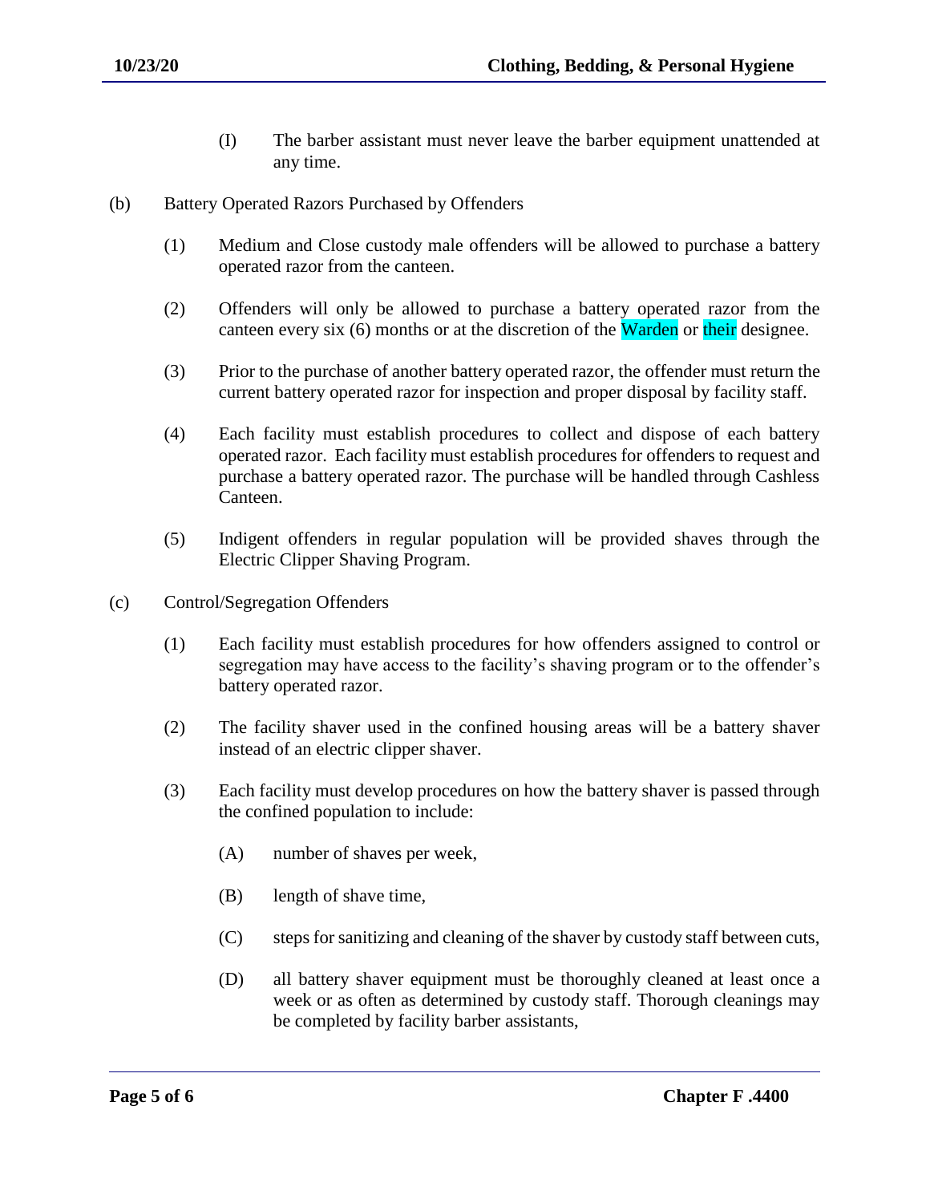(I) The barber assistant must never leave the barber equipment unattended at any time.

(b) Battery Operated Razors Purchased by Offenders

(1) Medium and Close custody male offenders will be allowed to purchase a battery operated razor from the canteen.

(2) Offenders will only be allowed to purchase a battery operated razor from the canteen every six (6) months or at the discretion of the Warden or their designee.

(3) Prior to the purchase of another battery operated razor, the offender must return the current battery operated razor for inspection and proper disposal by facility staff.

(4) Each facility must establish procedures to collect and dispose of each battery operated razor. Each facility must establish procedures for offenders to request and purchase a battery operated razor. The purchase will be handled through Cashless Canteen.

(5) Indigent offenders in regular population will be provided shaves through the Electric Clipper Shaving Program.

(c) Control/Segregation Offenders

(1) Each facility must establish procedures for how offenders assigned to control or segregation may have access to the facility's shaving program or to the offender's battery operated razor.

(2) The facility shaver used in the confined housing areas will be a battery shaver instead of an electric clipper shaver.

(3) Each facility must develop procedures on how the battery shaver is passed through the confined population to include:

(A) number of shaves per week,

(B) length of shave time,

(C) steps for sanitizing and cleaning of the shaver by custody staff between cuts,

(D) all battery shaver equipment must be thoroughly cleaned at least once a week or as often as determined by custody staff. Thorough cleanings may be completed by facility barber assistants,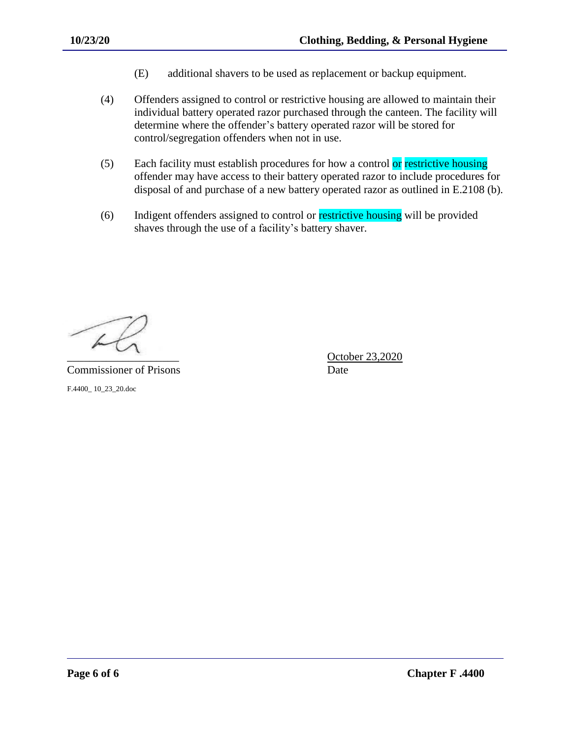(E) additional shavers to be used as replacement or backup equipment.

(4) Offenders assigned to control or restrictive housing are allowed to maintain their individual battery operated razor purchased through the canteen. The facility will determine where the offender's battery operated razor will be stored for control/segregation offenders when not in use.

(5) Each facility must establish procedures for how a control or restrictive housing offender may have access to their battery operated razor to include procedures for disposal of and purchase of a new battery operated razor as outlined in E.2108 (b).

(6) Indigent offenders assigned to control or restrictive housing will be provided shaves through the use of a facility's battery shaver.

\_\_\_\_\_\_\_\_\_\_\_\_\_\_\_\_\_\_\_\_
Commissioner of Prisons

October 23,2020
Date

F.4400_ 10_23_20.doc